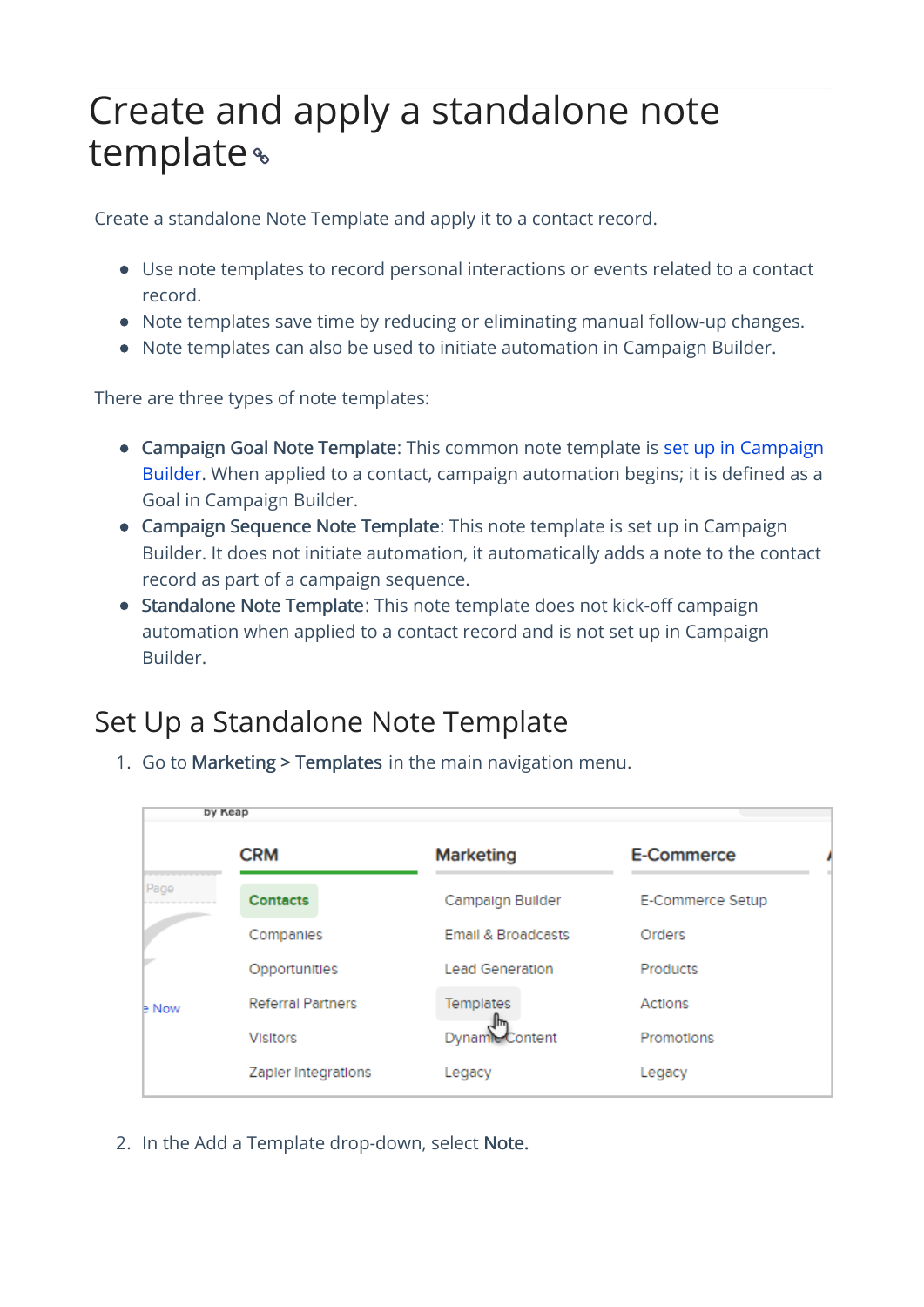# Create and apply a standalone note template

Create a standalone Note Template and apply it to a contact record.

- Use note templates to record personal interactions or events related to a contact record.
- Note templates save time by reducing or eliminating manual follow-up changes.
- Note templates can also be used to initiate automation in Campaign Builder.

There are three types of note templates:

- **Campaign Goal Note Template**: This common note template is set up in Campaign Builder. When applied to a contact, campaign automation begins; it is defined as a Goal in Campaign Builder.
- **Campaign Sequence Note Template**: This note template is set up in Campaign Builder. It does not initiate automation, it automatically adds a note to the contact record as part of a campaign sequence.
- **Standalone Note Template**: This note template does not kick-off campaign automation when applied to a contact record and is not set up in Campaign Builder.

## Set Up a Standalone Note Template

1. Go to **Marketing** > **Templates** in the main navigation menu.

2. In the Add a Template drop-down, select **Note.**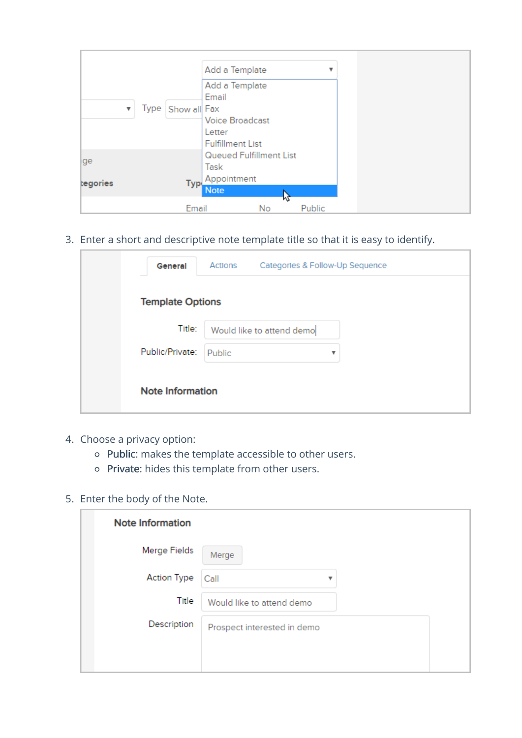3. Enter a short and descriptive note template title so that it is easy to identify.

4. Choose a privacy option:
   - **Public**: makes the template accessible to other users.
   - **Private**: hides this template from other users.

5. Enter the body of the Note.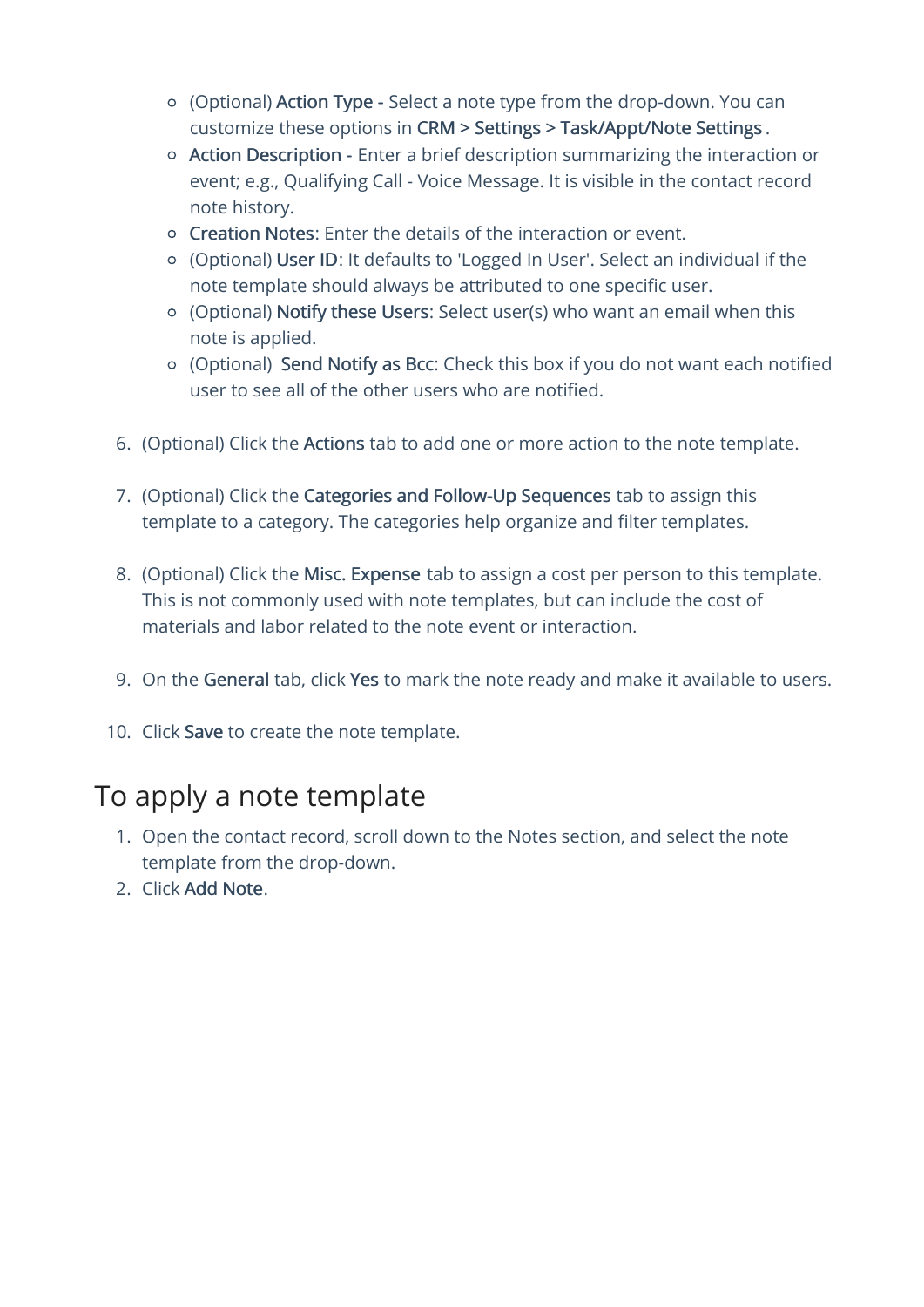- (Optional) **Action Type** - Select a note type from the drop-down. You can customize these options in **CRM > Settings > Task/Appt/Note Settings**.
- **Action Description** - Enter a brief description summarizing the interaction or event; e.g., Qualifying Call - Voice Message. It is visible in the contact record note history.
- **Creation Notes**: Enter the details of the interaction or event.
- (Optional) **User ID**: It defaults to 'Logged In User'. Select an individual if the note template should always be attributed to one specific user.
- (Optional) **Notify these Users**: Select user(s) who want an email when this note is applied.
- (Optional) **Send Notify as Bcc**: Check this box if you do not want each notified user to see all of the other users who are notified.

6. (Optional) Click the **Actions** tab to add one or more action to the note template.

7. (Optional) Click the **Categories and Follow-Up Sequences** tab to assign this template to a category. The categories help organize and filter templates.

8. (Optional) Click the **Misc. Expense** tab to assign a cost per person to this template. This is not commonly used with note templates, but can include the cost of materials and labor related to the note event or interaction.

9. On the **General** tab, click **Yes** to mark the note ready and make it available to users.

10. Click **Save** to create the note template.

## To apply a note template

1. Open the contact record, scroll down to the Notes section, and select the note template from the drop-down.
2. Click **Add Note**.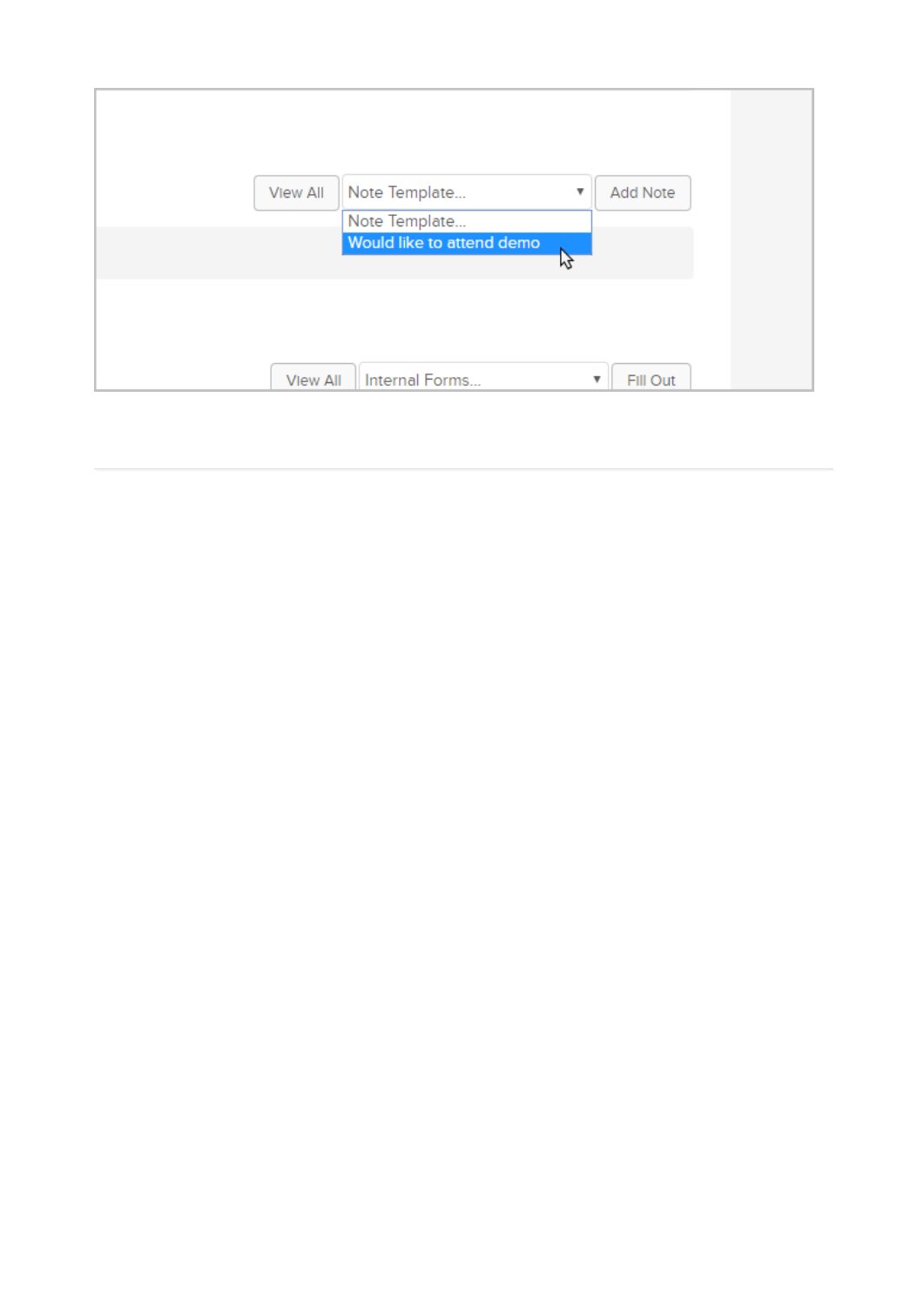View All

Note Template...

Add Note

Note Template...

Would like to attend demo

View All

Internal Forms...

Fill Out